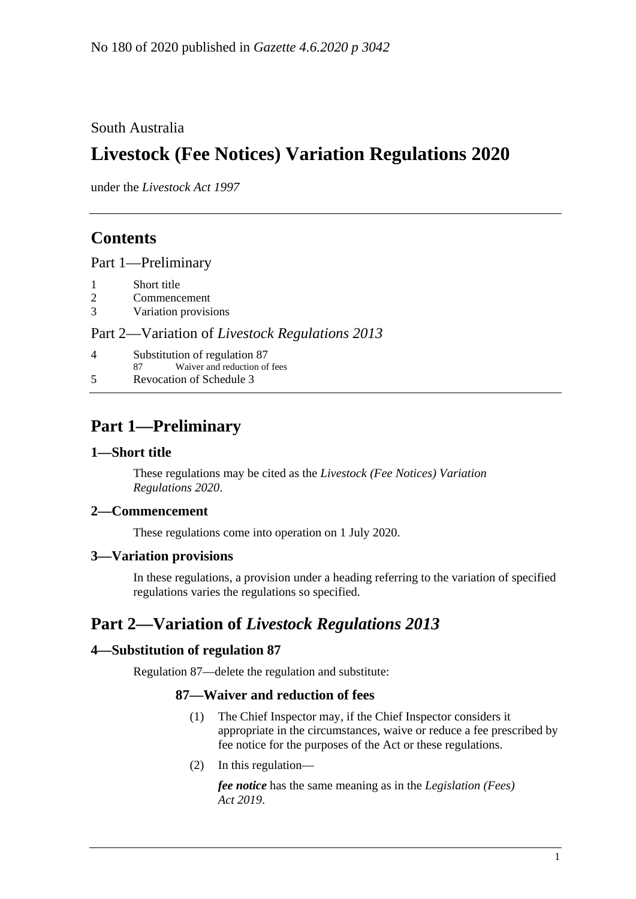No 180 of 2020 published in *Gazette 4.6.2020 p 3042*

South Australia

# Livestock (Fee Notices) Variation Regulations 2020

under the *Livestock Act 1997*

## Contents

Part 1—Preliminary

1 Short title
2 Commencement
3 Variation provisions

Part 2—Variation of *Livestock Regulations 2013*

4 Substitution of regulation 87
   87 Waiver and reduction of fees
5 Revocation of Schedule 3

## Part 1—Preliminary

### 1—Short title

These regulations may be cited as the *Livestock (Fee Notices) Variation Regulations 2020*.

### 2—Commencement

These regulations come into operation on 1 July 2020.

### 3—Variation provisions

In these regulations, a provision under a heading referring to the variation of specified regulations varies the regulations so specified.

## Part 2—Variation of *Livestock Regulations 2013*

### 4—Substitution of regulation 87

Regulation 87—delete the regulation and substitute:

#### 87—Waiver and reduction of fees

(1) The Chief Inspector may, if the Chief Inspector considers it appropriate in the circumstances, waive or reduce a fee prescribed by fee notice for the purposes of the Act or these regulations.

(2) In this regulation—

***fee notice*** has the same meaning as in the *Legislation (Fees) Act 2019*.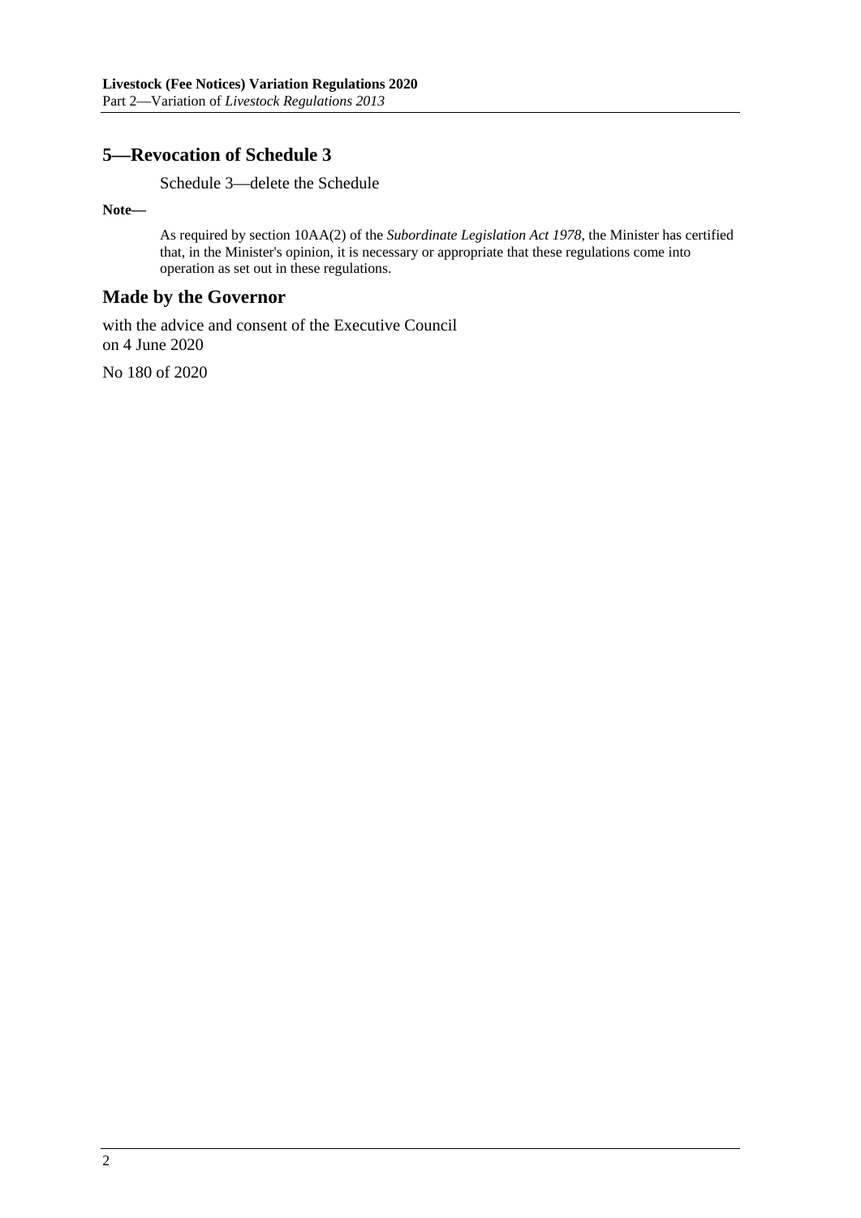## 5—Revocation of Schedule 3

Schedule 3—delete the Schedule

**Note—**

As required by section 10AA(2) of the *Subordinate Legislation Act 1978*, the Minister has certified that, in the Minister's opinion, it is necessary or appropriate that these regulations come into operation as set out in these regulations.

## Made by the Governor

with the advice and consent of the Executive Council on 4 June 2020

No 180 of 2020